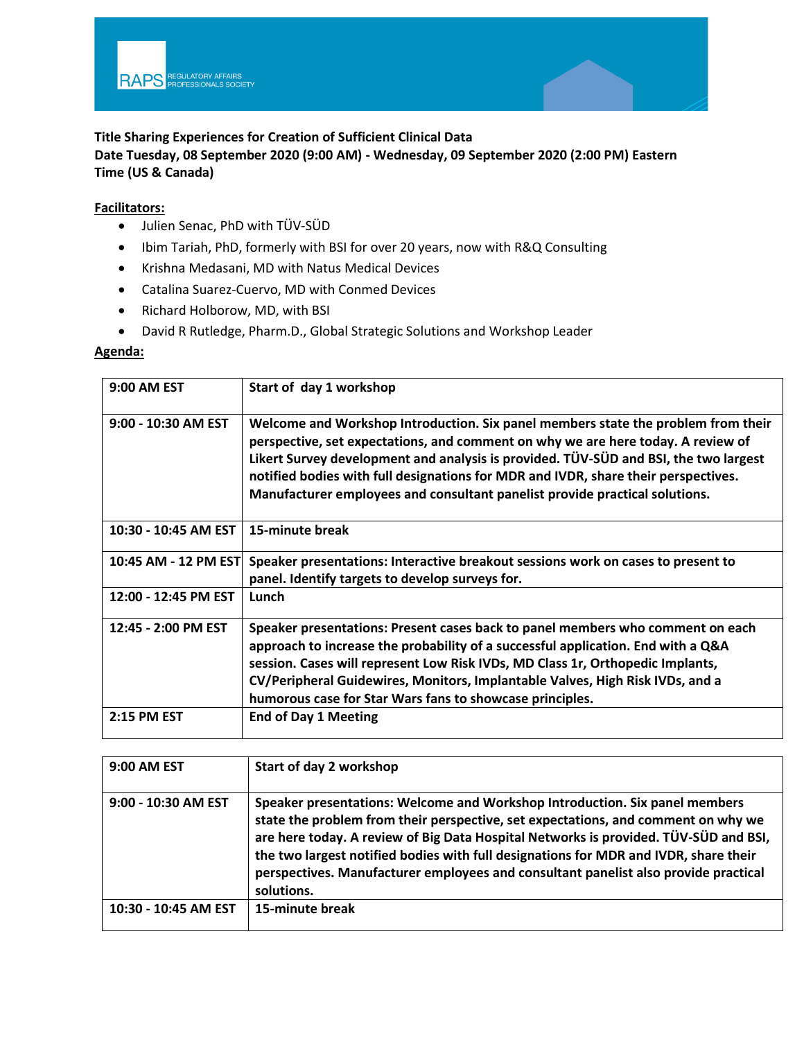**Title Sharing Experiences for Creation of Sufficient Clinical Data**
**Date Tuesday, 08 September 2020 (9:00 AM) - Wednesday, 09 September 2020 (2:00 PM) Eastern Time (US & Canada)**

**Facilitators:**

- Julien Senac, PhD with TÜV-SÜD
- Ibim Tariah, PhD, formerly with BSI for over 20 years, now with R&Q Consulting
- Krishna Medasani, MD with Natus Medical Devices
- Catalina Suarez-Cuervo, MD with Conmed Devices
- Richard Holborow, MD, with BSI
- David R Rutledge, Pharm.D., Global Strategic Solutions and Workshop Leader

**Agenda:**

| | |
|---|---|
| **9:00 AM EST** | **Start of day 1 workshop** |
| **9:00 - 10:30 AM EST** | **Welcome and Workshop Introduction. Six panel members state the problem from their perspective, set expectations, and comment on why we are here today. A review of Likert Survey development and analysis is provided. TÜV-SÜD and BSI, the two largest notified bodies with full designations for MDR and IVDR, share their perspectives. Manufacturer employees and consultant panelist provide practical solutions.** |
| **10:30 - 10:45 AM EST** | **15-minute break** |
| **10:45 AM - 12 PM EST** | **Speaker presentations: Interactive breakout sessions work on cases to present to panel. Identify targets to develop surveys for.** |
| **12:00 - 12:45 PM EST** | **Lunch** |
| **12:45 - 2:00 PM EST** | **Speaker presentations: Present cases back to panel members who comment on each approach to increase the probability of a successful application. End with a Q&A session. Cases will represent Low Risk IVDs, MD Class 1r, Orthopedic Implants, CV/Peripheral Guidewires, Monitors, Implantable Valves, High Risk IVDs, and a humorous case for Star Wars fans to showcase principles.** |
| **2:15 PM EST** | **End of Day 1 Meeting** |

| | |
|---|---|
| **9:00 AM EST** | **Start of day 2 workshop** |
| **9:00 - 10:30 AM EST** | **Speaker presentations: Welcome and Workshop Introduction. Six panel members state the problem from their perspective, set expectations, and comment on why we are here today. A review of Big Data Hospital Networks is provided. TÜV-SÜD and BSI, the two largest notified bodies with full designations for MDR and IVDR, share their perspectives. Manufacturer employees and consultant panelist also provide practical solutions.** |
| **10:30 - 10:45 AM EST** | **15-minute break** |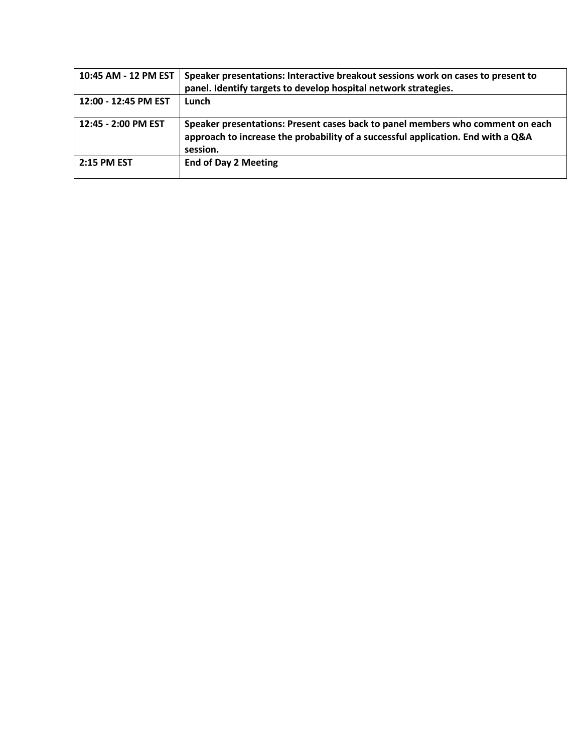| | |
|---|---|
| **10:45 AM - 12 PM EST** | **Speaker presentations: Interactive breakout sessions work on cases to present to panel. Identify targets to develop hospital network strategies.** |
| **12:00 - 12:45 PM EST** | **Lunch** |
| **12:45 - 2:00 PM EST** | **Speaker presentations: Present cases back to panel members who comment on each approach to increase the probability of a successful application. End with a Q&A session.** |
| **2:15 PM EST** | **End of Day 2 Meeting** |